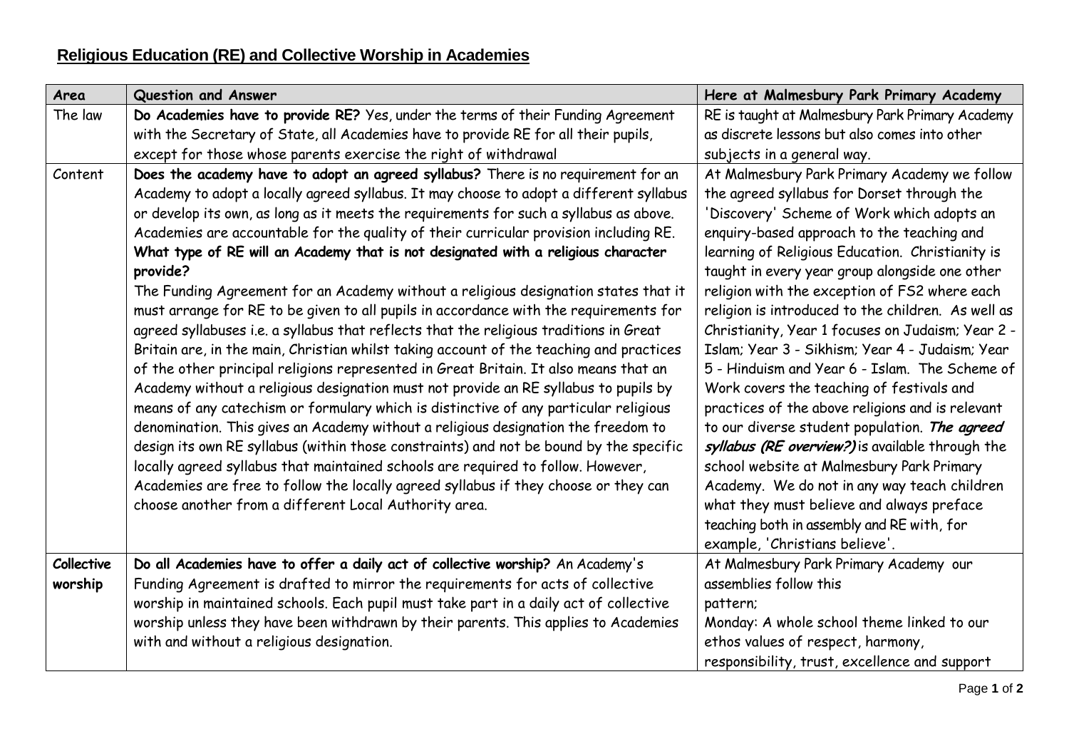## Religious Education (RE) and Collective Worship in Academies

| Area | Question and Answer | Here at Malmesbury Park Primary Academy |
| --- | --- | --- |
| The law | **Do Academies have to provide RE?** Yes, under the terms of their Funding Agreement with the Secretary of State, all Academies have to provide RE for all their pupils, except for those whose parents exercise the right of withdrawal | RE is taught at Malmesbury Park Primary Academy as discrete lessons but also comes into other subjects in a general way. |
| Content | **Does the academy have to adopt an agreed syllabus?** There is no requirement for an Academy to adopt a locally agreed syllabus. It may choose to adopt a different syllabus or develop its own, as long as it meets the requirements for such a syllabus as above. Academies are accountable for the quality of their curricular provision including RE. **What type of RE will an Academy that is not designated with a religious character provide?** The Funding Agreement for an Academy without a religious designation states that it must arrange for RE to be given to all pupils in accordance with the requirements for agreed syllabuses i.e. a syllabus that reflects that the religious traditions in Great Britain are, in the main, Christian whilst taking account of the teaching and practices of the other principal religions represented in Great Britain. It also means that an Academy without a religious designation must not provide an RE syllabus to pupils by means of any catechism or formulary which is distinctive of any particular religious denomination. This gives an Academy without a religious designation the freedom to design its own RE syllabus (within those constraints) and not be bound by the specific locally agreed syllabus that maintained schools are required to follow. However, Academies are free to follow the locally agreed syllabus if they choose or they can choose another from a different Local Authority area. | At Malmesbury Park Primary Academy we follow the agreed syllabus for Dorset through the 'Discovery' Scheme of Work which adopts an enquiry-based approach to the teaching and learning of Religious Education. Christianity is taught in every year group alongside one other religion with the exception of FS2 where each religion is introduced to the children. As well as Christianity, Year 1 focuses on Judaism; Year 2 - Islam; Year 3 - Sikhism; Year 4 - Judaism; Year 5 - Hinduism and Year 6 - Islam. The Scheme of Work covers the teaching of festivals and practices of the above religions and is relevant to our diverse student population. ***The agreed syllabus (RE overview?)*** is available through the school website at Malmesbury Park Primary Academy. We do not in any way teach children what they must believe and always preface teaching both in assembly and RE with, for example, 'Christians believe'. |
| **Collective worship** | **Do all Academies have to offer a daily act of collective worship?** An Academy's Funding Agreement is drafted to mirror the requirements for acts of collective worship in maintained schools. Each pupil must take part in a daily act of collective worship unless they have been withdrawn by their parents. This applies to Academies with and without a religious designation. | At Malmesbury Park Primary Academy our assemblies follow this pattern; Monday: A whole school theme linked to our ethos values of respect, harmony, responsibility, trust, excellence and support |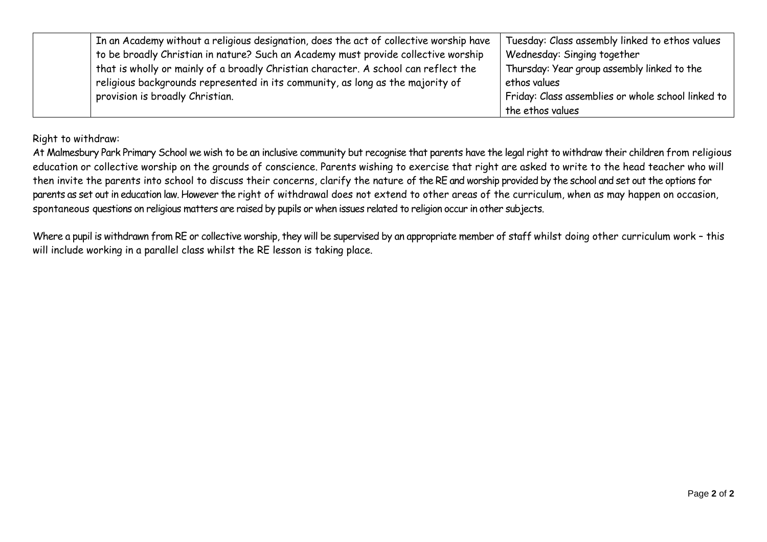| | | |
|---|---|---|
| | In an Academy without a religious designation, does the act of collective worship have to be broadly Christian in nature? Such an Academy must provide collective worship that is wholly or mainly of a broadly Christian character. A school can reflect the religious backgrounds represented in its community, as long as the majority of provision is broadly Christian. | Tuesday: Class assembly linked to ethos values<br>Wednesday: Singing together<br>Thursday: Year group assembly linked to the ethos values<br>Friday: Class assemblies or whole school linked to the ethos values |

Right to withdraw:

At Malmesbury Park Primary School we wish to be an inclusive community but recognise that parents have the legal right to withdraw their children from religious education or collective worship on the grounds of conscience. Parents wishing to exercise that right are asked to write to the head teacher who will then invite the parents into school to discuss their concerns, clarify the nature of the RE and worship provided by the school and set out the options for parents as set out in education law. However the right of withdrawal does not extend to other areas of the curriculum, when as may happen on occasion, spontaneous questions on religious matters are raised by pupils or when issues related to religion occur in other subjects.

Where a pupil is withdrawn from RE or collective worship, they will be supervised by an appropriate member of staff whilst doing other curriculum work – this will include working in a parallel class whilst the RE lesson is taking place.